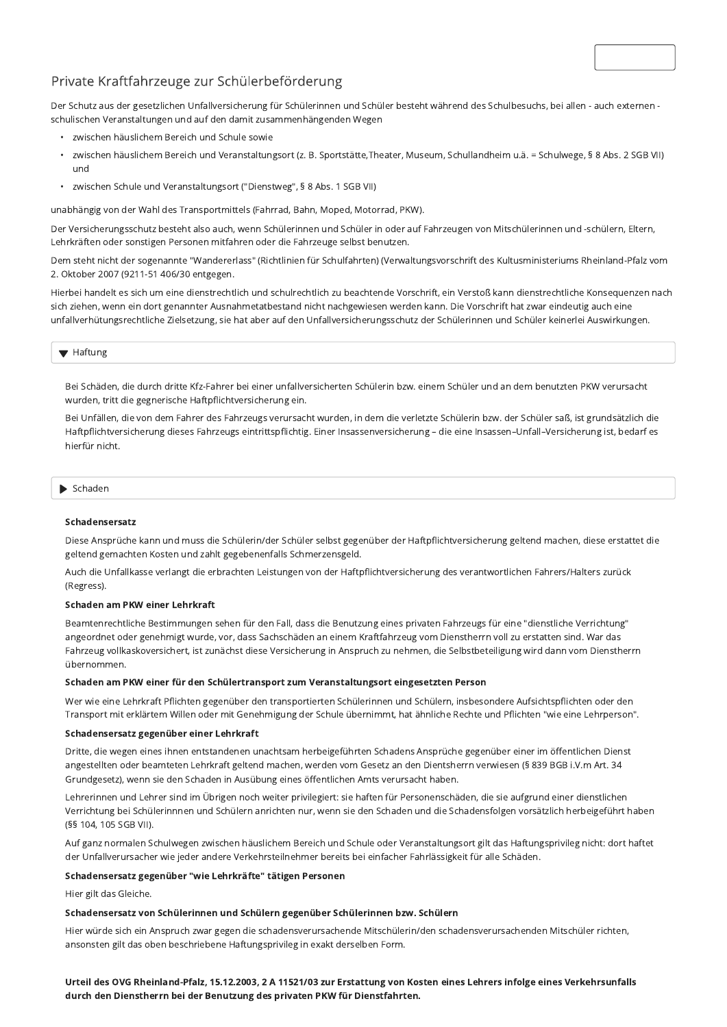# Private Kraftfahrzeuge zur Schülerbeförderung

Der Schutz aus der gesetzlichen Unfallversicherung für Schülerinnen und Schüler besteht während des Schulbesuchs, bei allen - auch externen - schulischen Veranstaltungen und auf den damit zusammenhängenden Wegen

- zwischen häuslichem Bereich und Schule sowie
- zwischen häuslichem Bereich und Veranstaltungsort (z. B. Sportstätte,Theater, Museum, Schullandheim u.ä. = Schulwege, § 8 Abs. 2 SGB VII) und
- zwischen Schule und Veranstaltungsort ("Dienstweg", § 8 Abs. 1 SGB VII)

unabhängig von der Wahl des Transportmittels (Fahrrad, Bahn, Moped, Motorrad, PKW).

Der Versicherungsschutz besteht also auch, wenn Schülerinnen und Schüler in oder auf Fahrzeugen von Mitschülerinnen und -schülern, Eltern, Lehrkräften oder sonstigen Personen mitfahren oder die Fahrzeuge selbst benutzen.

Dem steht nicht der sogenannte "Wandererlass" (Richtlinien für Schulfahrten) (Verwaltungsvorschrift des Kultusministeriums Rheinland-Pfalz vom 2. Oktober 2007 (9211-51 406/30 entgegen.

Hierbei handelt es sich um eine dienstrechtlich und schulrechtlich zu beachtende Vorschrift, ein Verstoß kann dienstrechtliche Konsequenzen nach sich ziehen, wenn ein dort genannter Ausnahmetatbestand nicht nachgewiesen werden kann. Die Vorschrift hat zwar eindeutig auch eine unfallverhütungsrechtliche Zielsetzung, sie hat aber auf den Unfallversicherungsschutz der Schülerinnen und Schüler keinerlei Auswirkungen.

## Haftung

Bei Schäden, die durch dritte Kfz-Fahrer bei einer unfallversicherten Schülerin bzw. einem Schüler und an dem benutzten PKW verursacht wurden, tritt die gegnerische Haftpflichtversicherung ein.

Bei Unfällen, die von dem Fahrer des Fahrzeugs verursacht wurden, in dem die verletzte Schülerin bzw. der Schüler saß, ist grundsätzlich die Haftpflichtversicherung dieses Fahrzeugs eintrittspflichtig. Einer Insassenversicherung – die eine Insassen–Unfall–Versicherung ist, bedarf es hierfür nicht.

## Schaden

**Schadensersatz**

Diese Ansprüche kann und muss die Schülerin/der Schüler selbst gegenüber der Haftpflichtversicherung geltend machen, diese erstattet die geltend gemachten Kosten und zahlt gegebenenfalls Schmerzensgeld.

Auch die Unfallkasse verlangt die erbrachten Leistungen von der Haftpflichtversicherung des verantwortlichen Fahrers/Halters zurück (Regress).

**Schaden am PKW einer Lehrkraft**

Beamtenrechtliche Bestimmungen sehen für den Fall, dass die Benutzung eines privaten Fahrzeugs für eine "dienstliche Verrichtung" angeordnet oder genehmigt wurde, vor, dass Sachschäden an einem Kraftfahrzeug vom Dienstherrn voll zu erstatten sind. War das Fahrzeug vollkaskoversichert, ist zunächst diese Versicherung in Anspruch zu nehmen, die Selbstbeteiligung wird dann vom Dienstherrn übernommen.

**Schaden am PKW einer für den Schülertransport zum Veranstaltungsort eingesetzten Person**

Wer wie eine Lehrkraft Pflichten gegenüber den transportierten Schülerinnen und Schülern, insbesondere Aufsichtspflichten oder den Transport mit erklärtem Willen oder mit Genehmigung der Schule übernimmt, hat ähnliche Rechte und Pflichten "wie eine Lehrperson".

**Schadensersatz gegenüber einer Lehrkraft**

Dritte, die wegen eines ihnen entstandenen unachtsam herbeigeführten Schadens Ansprüche gegenüber einer im öffentlichen Dienst angestellten oder beamteten Lehrkraft geltend machen, werden vom Gesetz an den Dientsherrn verwiesen (§ 839 BGB i.V.m Art. 34 Grundgesetz), wenn sie den Schaden in Ausübung eines öffentlichen Amts verursacht haben.

Lehrerinnen und Lehrer sind im Übrigen noch weiter privilegiert: sie haften für Personenschäden, die sie aufgrund einer dienstlichen Verrichtung bei Schülerinnnen und Schülern anrichten nur, wenn sie den Schaden und die Schadensfolgen vorsätzlich herbeigeführt haben (§§ 104, 105 SGB VII).

Auf ganz normalen Schulwegen zwischen häuslichem Bereich und Schule oder Veranstaltungsort gilt das Haftungsprivileg nicht: dort haftet der Unfallverursacher wie jeder andere Verkehrsteilnehmer bereits bei einfacher Fahrlässigkeit für alle Schäden.

**Schadensersatz gegenüber "wie Lehrkräfte" tätigen Personen**

Hier gilt das Gleiche.

**Schadensersatz von Schülerinnen und Schülern gegenüber Schülerinnen bzw. Schülern**

Hier würde sich ein Anspruch zwar gegen die schadensverursachende Mitschülerin/den schadensverursachenden Mitschüler richten, ansonsten gilt das oben beschriebene Haftungsprivileg in exakt derselben Form.

**Urteil des OVG Rheinland-Pfalz, 15.12.2003, 2 A 11521/03 zur Erstattung von Kosten eines Lehrers infolge eines Verkehrsunfalls durch den Dienstherrn bei der Benutzung des privaten PKW für Dienstfahrten.**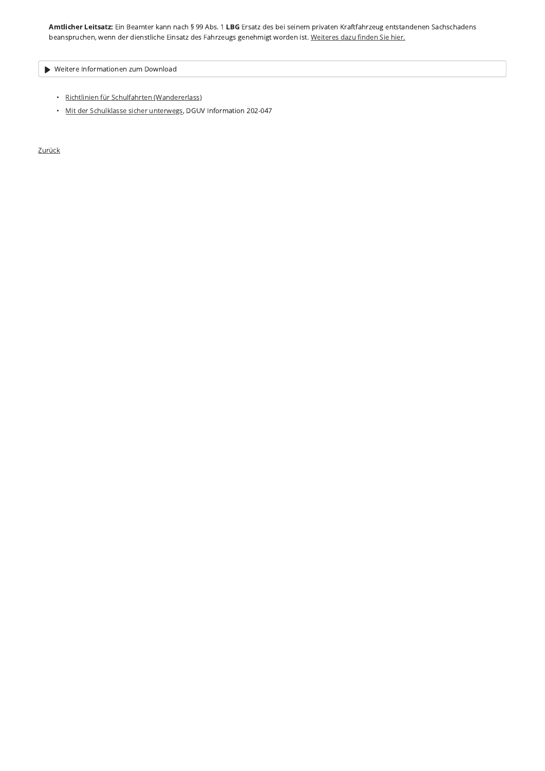**Amtlicher Leitsatz:** Ein Beamter kann nach § 99 Abs. 1 **LBG** Ersatz des bei seinem privaten Kraftfahrzeug entstandenen Sachschadens beanspruchen, wenn der dienstliche Einsatz des Fahrzeugs genehmigt worden ist. Weiteres dazu finden Sie hier.

▶ Weitere Informationen zum Download

- Richtlinien für Schulfahrten (Wandererlass)
- Mit der Schulklasse sicher unterwegs, DGUV Information 202-047

Zurück